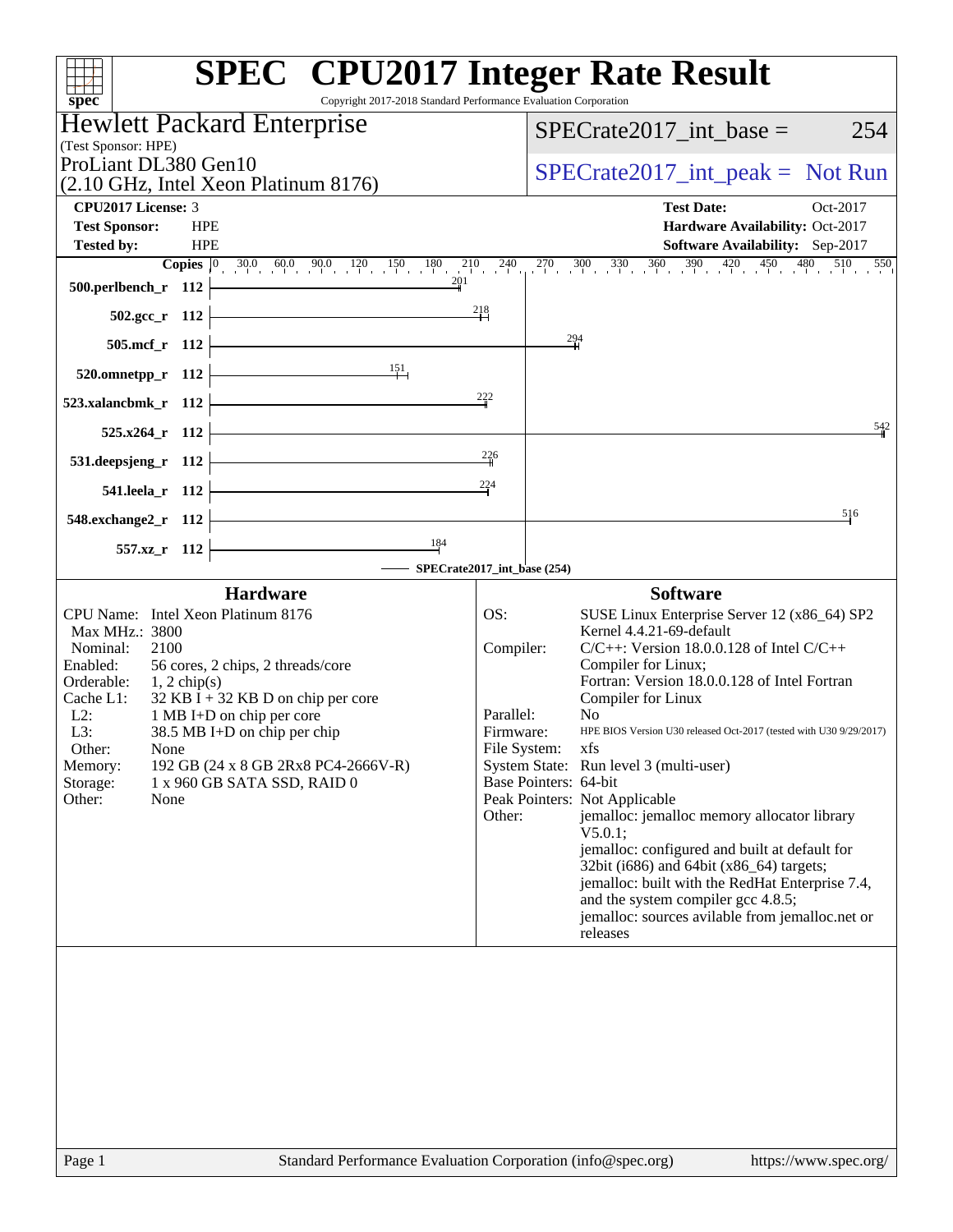# SPEC CPU2017 Integer Rate Result

Copyright 2017-2018 Standard Performance Evaluation Corporation

## Hewlett Packard Enterprise

(Test Sponsor: HPE)

ProLiant DL380 Gen10
(2.10 GHz, Intel Xeon Platinum 8176)

SPECrate2017_int_base = 254

SPECrate2017_int_peak = Not Run

| | | | |
|---|---|---|---|
| **CPU2017 License:** | 3 | **Test Date:** | Oct-2017 |
| **Test Sponsor:** | HPE | **Hardware Availability:** | Oct-2017 |
| **Tested by:** | HPE | **Software Availability:** | Sep-2017 |

| Benchmark | Copies | Base Ratio |
|---|---|---|
| 500.perlbench_r | 112 | 201 |
| 502.gcc_r | 112 | 218 |
| 505.mcf_r | 112 | 294 |
| 520.omnetpp_r | 112 | 151 |
| 523.xalancbmk_r | 112 | 222 |
| 525.x264_r | 112 | 542 |
| 531.deepsjeng_r | 112 | 226 |
| 541.leela_r | 112 | 224 |
| 548.exchange2_r | 112 | 516 |
| 557.xz_r | 112 | 184 |

SPECrate2017_int_base (254)

### Hardware

| | |
|---|---|
| CPU Name: | Intel Xeon Platinum 8176 |
| Max MHz.: | 3800 |
| Nominal: | 2100 |
| Enabled: | 56 cores, 2 chips, 2 threads/core |
| Orderable: | 1, 2 chip(s) |
| Cache L1: | 32 KB I + 32 KB D on chip per core |
| L2: | 1 MB I+D on chip per core |
| L3: | 38.5 MB I+D on chip per chip |
| Other: | None |
| Memory: | 192 GB (24 x 8 GB 2Rx8 PC4-2666V-R) |
| Storage: | 1 x 960 GB SATA SSD, RAID 0 |
| Other: | None |

### Software

| | |
|---|---|
| OS: | SUSE Linux Enterprise Server 12 (x86_64) SP2 Kernel 4.4.21-69-default |
| Compiler: | C/C++: Version 18.0.0.128 of Intel C/C++ Compiler for Linux; Fortran: Version 18.0.0.128 of Intel Fortran Compiler for Linux |
| Parallel: | No |
| Firmware: | HPE BIOS Version U30 released Oct-2017 (tested with U30 9/29/2017) |
| File System: | xfs |
| System State: | Run level 3 (multi-user) |
| Base Pointers: | 64-bit |
| Peak Pointers: | Not Applicable |
| Other: | jemalloc: jemalloc memory allocator library V5.0.1; jemalloc: configured and built at default for 32bit (i686) and 64bit (x86_64) targets; jemalloc: built with the RedHat Enterprise 7.4, and the system compiler gcc 4.8.5; jemalloc: sources avilable from jemalloc.net or releases |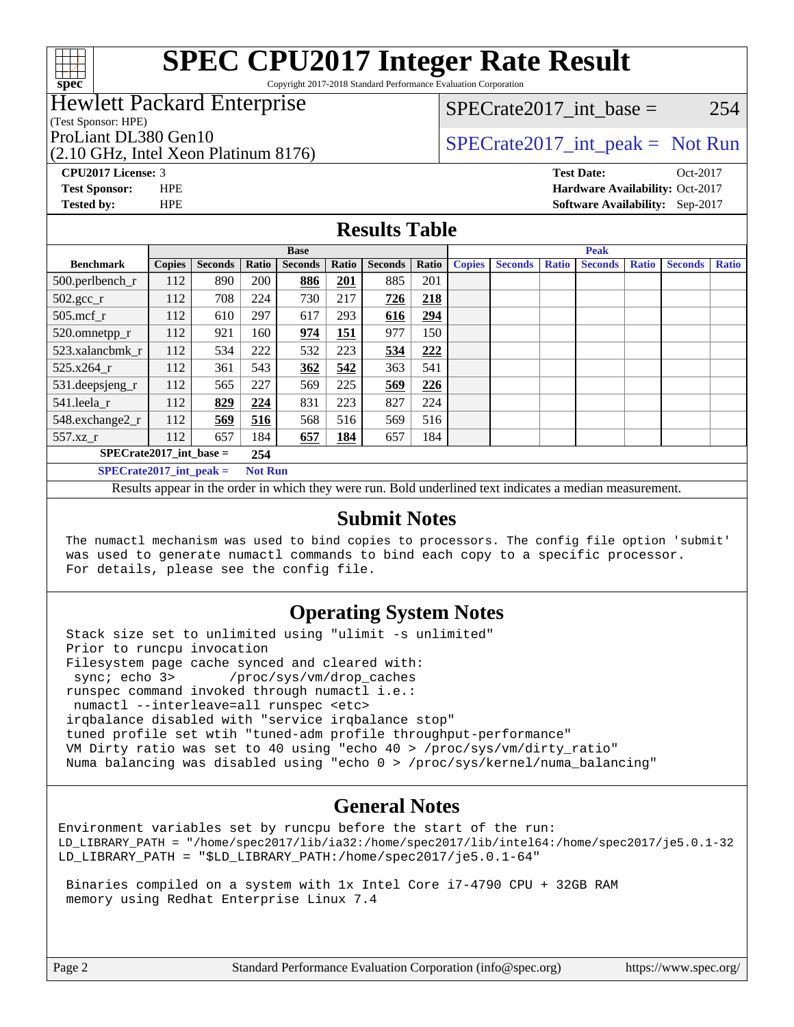# SPEC CPU2017 Integer Rate Result

Copyright 2017-2018 Standard Performance Evaluation Corporation

**Hewlett Packard Enterprise**
(Test Sponsor: HPE)

ProLiant DL380 Gen10
(2.10 GHz, Intel Xeon Platinum 8176)

SPECrate2017_int_base = 254

SPECrate2017_int_peak = Not Run

**CPU2017 License:** 3
**Test Sponsor:** HPE
**Tested by:** HPE

**Test Date:** Oct-2017
**Hardware Availability:** Oct-2017
**Software Availability:** Sep-2017

## Results Table

| Benchmark | Base | | | | | | | Peak | | | | | | |
|---|---|---|---|---|---|---|---|---|---|---|---|---|---|---|
| | Copies | Seconds | Ratio | Seconds | Ratio | Seconds | Ratio | Copies | Seconds | Ratio | Seconds | Ratio | Seconds | Ratio |
| 500.perlbench_r | 112 | 890 | 200 | **886** | **201** | 885 | 201 | | | | | | | |
| 502.gcc_r | 112 | 708 | 224 | 730 | 217 | **726** | **218** | | | | | | | |
| 505.mcf_r | 112 | 610 | 297 | 617 | 293 | **616** | **294** | | | | | | | |
| 520.omnetpp_r | 112 | 921 | 160 | **974** | **151** | 977 | 150 | | | | | | | |
| 523.xalancbmk_r | 112 | 534 | 222 | 532 | 223 | **534** | **222** | | | | | | | |
| 525.x264_r | 112 | 361 | 543 | **362** | **542** | 363 | 541 | | | | | | | |
| 531.deepsjeng_r | 112 | 565 | 227 | 569 | 225 | **569** | **226** | | | | | | | |
| 541.leela_r | 112 | **829** | **224** | 831 | 223 | 827 | 224 | | | | | | | |
| 548.exchange2_r | 112 | **569** | **516** | 568 | 516 | 569 | 516 | | | | | | | |
| 557.xz_r | 112 | 657 | 184 | **657** | **184** | 657 | 184 | | | | | | | |

**SPECrate2017_int_base = 254**

**SPECrate2017_int_peak = Not Run**

Results appear in the order in which they were run. Bold underlined text indicates a median measurement.

## Submit Notes

```
The numactl mechanism was used to bind copies to processors. The config file option 'submit'
was used to generate numactl commands to bind each copy to a specific processor.
For details, please see the config file.
```

## Operating System Notes

```
Stack size set to unlimited using "ulimit -s unlimited"
Prior to runcpu invocation
Filesystem page cache synced and cleared with:
 sync; echo 3>       /proc/sys/vm/drop_caches
runspec command invoked through numactl i.e.:
 numactl --interleave=all runspec <etc>
irqbalance disabled with "service irqbalance stop"
tuned profile set wtih "tuned-adm profile throughput-performance"
VM Dirty ratio was set to 40 using "echo 40 > /proc/sys/vm/dirty_ratio"
Numa balancing was disabled using "echo 0 > /proc/sys/kernel/numa_balancing"
```

## General Notes

```
Environment variables set by runcpu before the start of the run:
LD_LIBRARY_PATH = "/home/spec2017/lib/ia32:/home/spec2017/lib/intel64:/home/spec2017/je5.0.1-32
LD_LIBRARY_PATH = "$LD_LIBRARY_PATH:/home/spec2017/je5.0.1-64"

 Binaries compiled on a system with 1x Intel Core i7-4790 CPU + 32GB RAM
 memory using Redhat Enterprise Linux 7.4
```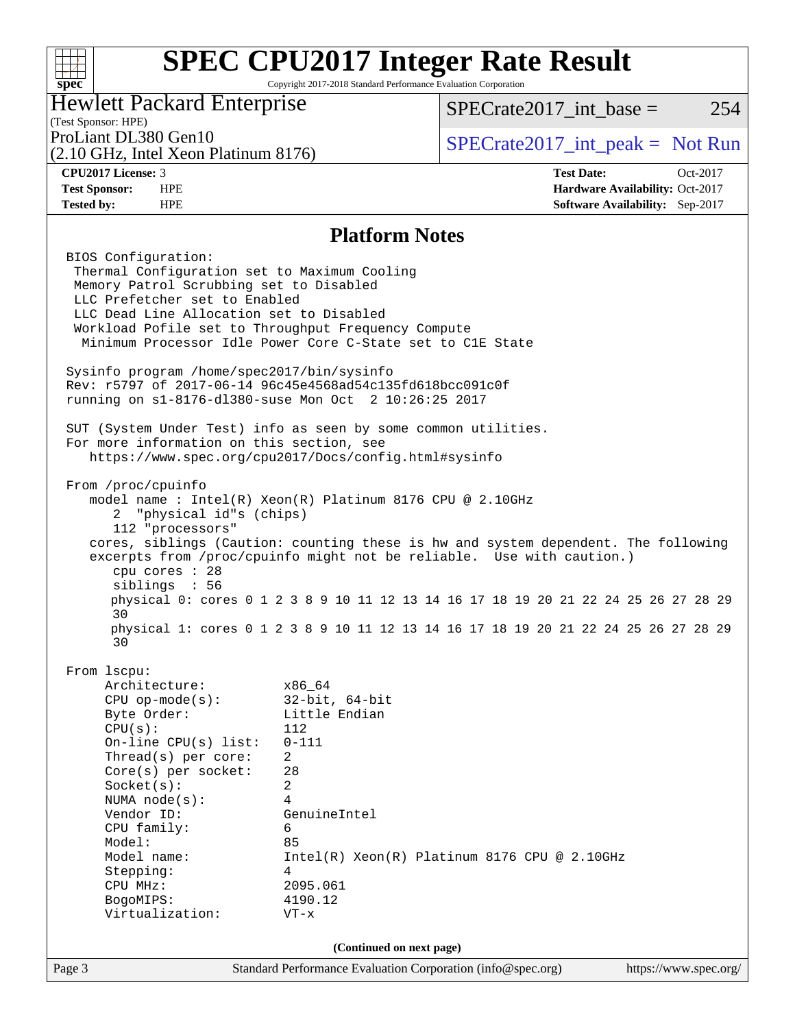# SPEC CPU2017 Integer Rate Result

Copyright 2017-2018 Standard Performance Evaluation Corporation

**Hewlett Packard Enterprise**
(Test Sponsor: HPE)
ProLiant DL380 Gen10
(2.10 GHz, Intel Xeon Platinum 8176)

SPECrate2017_int_base = 254

SPECrate2017_int_peak = Not Run

**CPU2017 License:** 3
**Test Sponsor:** HPE
**Tested by:** HPE

**Test Date:** Oct-2017
**Hardware Availability:** Oct-2017
**Software Availability:** Sep-2017

## Platform Notes

```
BIOS Configuration:
 Thermal Configuration set to Maximum Cooling
 Memory Patrol Scrubbing set to Disabled
 LLC Prefetcher set to Enabled
 LLC Dead Line Allocation set to Disabled
 Workload Pofile set to Throughput Frequency Compute
  Minimum Processor Idle Power Core C-State set to C1E State

Sysinfo program /home/spec2017/bin/sysinfo
Rev: r5797 of 2017-06-14 96c45e4568ad54c135fd618bcc091c0f
running on s1-8176-dl380-suse Mon Oct  2 10:26:25 2017

SUT (System Under Test) info as seen by some common utilities.
For more information on this section, see
   https://www.spec.org/cpu2017/Docs/config.html#sysinfo

From /proc/cpuinfo
   model name : Intel(R) Xeon(R) Platinum 8176 CPU @ 2.10GHz
      2  "physical id"s (chips)
      112 "processors"
   cores, siblings (Caution: counting these is hw and system dependent. The following
   excerpts from /proc/cpuinfo might not be reliable.  Use with caution.)
      cpu cores : 28
      siblings  : 56
      physical 0: cores 0 1 2 3 8 9 10 11 12 13 14 16 17 18 19 20 21 22 24 25 26 27 28 29
      30
      physical 1: cores 0 1 2 3 8 9 10 11 12 13 14 16 17 18 19 20 21 22 24 25 26 27 28 29
      30

From lscpu:
     Architecture:          x86_64
     CPU op-mode(s):        32-bit, 64-bit
     Byte Order:            Little Endian
     CPU(s):                112
     On-line CPU(s) list:   0-111
     Thread(s) per core:    2
     Core(s) per socket:    28
     Socket(s):             2
     NUMA node(s):          4
     Vendor ID:             GenuineIntel
     CPU family:            6
     Model:                 85
     Model name:            Intel(R) Xeon(R) Platinum 8176 CPU @ 2.10GHz
     Stepping:              4
     CPU MHz:               2095.061
     BogoMIPS:              4190.12
     Virtualization:        VT-x
```

(Continued on next page)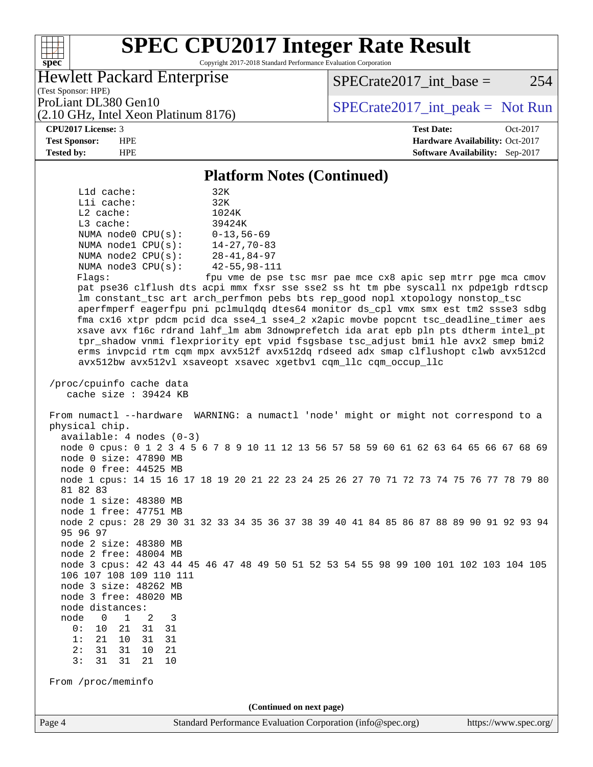## Platform Notes (Continued)

```
     L1d cache:               32K
     L1i cache:               32K
     L2 cache:                1024K
     L3 cache:                39424K
     NUMA node0 CPU(s):       0-13,56-69
     NUMA node1 CPU(s):       14-27,70-83
     NUMA node2 CPU(s):       28-41,84-97
     NUMA node3 CPU(s):       42-55,98-111
     Flags:                   fpu vme de pse tsc msr pae mce cx8 apic sep mtrr pge mca cmov
     pat pse36 clflush dts acpi mmx fxsr sse sse2 ss ht tm pbe syscall nx pdpe1gb rdtscp
     lm constant_tsc art arch_perfmon pebs bts rep_good nopl xtopology nonstop_tsc
     aperfmperf eagerfpu pni pclmulqdq dtes64 monitor ds_cpl vmx smx est tm2 ssse3 sdbg
     fma cx16 xtpr pdcm pcid dca sse4_1 sse4_2 x2apic movbe popcnt tsc_deadline_timer aes
     xsave avx f16c rdrand lahf_lm abm 3dnowprefetch ida arat epb pln pts dtherm intel_pt
     tpr_shadow vnmi flexpriority ept vpid fsgsbase tsc_adjust bmi1 hle avx2 smep bmi2
     erms invpcid rtm cqm mpx avx512f avx512dq rdseed adx smap clflushopt clwb avx512cd
     avx512bw avx512vl xsaveopt xsavec xgetbv1 cqm_llc cqm_occup_llc

 /proc/cpuinfo cache data
    cache size : 39424 KB

 From numactl --hardware  WARNING: a numactl 'node' might or might not correspond to a
 physical chip.
   available: 4 nodes (0-3)
   node 0 cpus: 0 1 2 3 4 5 6 7 8 9 10 11 12 13 56 57 58 59 60 61 62 63 64 65 66 67 68 69
   node 0 size: 47890 MB
   node 0 free: 44525 MB
   node 1 cpus: 14 15 16 17 18 19 20 21 22 23 24 25 26 27 70 71 72 73 74 75 76 77 78 79 80
   81 82 83
   node 1 size: 48380 MB
   node 1 free: 47751 MB
   node 2 cpus: 28 29 30 31 32 33 34 35 36 37 38 39 40 41 84 85 86 87 88 89 90 91 92 93 94
   95 96 97
   node 2 size: 48380 MB
   node 2 free: 48004 MB
   node 3 cpus: 42 43 44 45 46 47 48 49 50 51 52 53 54 55 98 99 100 101 102 103 104 105
   106 107 108 109 110 111
   node 3 size: 48262 MB
   node 3 free: 48020 MB
   node distances:
   node   0   1   2   3
     0:  10  21  31  31
     1:  21  10  31  31
     2:  31  31  10  21
     3:  31  31  21  10

 From /proc/meminfo
```

(Continued on next page)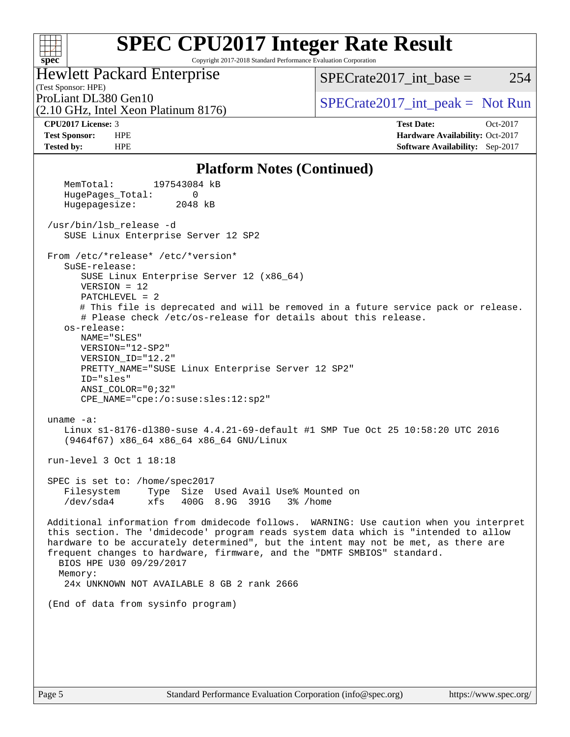# SPEC CPU2017 Integer Rate Result

Copyright 2017-2018 Standard Performance Evaluation Corporation

**Hewlett Packard Enterprise**
(Test Sponsor: HPE)
ProLiant DL380 Gen10
(2.10 GHz, Intel Xeon Platinum 8176)

SPECrate2017_int_base = 254

SPECrate2017_int_peak = Not Run

| | | | |
|---|---|---|---|
| **CPU2017 License:** | 3 | **Test Date:** | Oct-2017 |
| **Test Sponsor:** | HPE | **Hardware Availability:** | Oct-2017 |
| **Tested by:** | HPE | **Software Availability:** | Sep-2017 |

## Platform Notes (Continued)

```
    MemTotal:       197543084 kB
    HugePages_Total:       0
    Hugepagesize:       2048 kB

 /usr/bin/lsb_release -d
    SUSE Linux Enterprise Server 12 SP2

 From /etc/*release* /etc/*version*
    SuSE-release:
       SUSE Linux Enterprise Server 12 (x86_64)
       VERSION = 12
       PATCHLEVEL = 2
       # This file is deprecated and will be removed in a future service pack or release.
       # Please check /etc/os-release for details about this release.
    os-release:
       NAME="SLES"
       VERSION="12-SP2"
       VERSION_ID="12.2"
       PRETTY_NAME="SUSE Linux Enterprise Server 12 SP2"
       ID="sles"
       ANSI_COLOR="0;32"
       CPE_NAME="cpe:/o:suse:sles:12:sp2"

 uname -a:
    Linux s1-8176-dl380-suse 4.4.21-69-default #1 SMP Tue Oct 25 10:58:20 UTC 2016
    (9464f67) x86_64 x86_64 x86_64 GNU/Linux

 run-level 3 Oct 1 18:18

 SPEC is set to: /home/spec2017
    Filesystem     Type  Size  Used Avail Use% Mounted on
    /dev/sda4      xfs   400G  8.9G  391G   3% /home

 Additional information from dmidecode follows.  WARNING: Use caution when you interpret
 this section. The 'dmidecode' program reads system data which is "intended to allow
 hardware to be accurately determined", but the intent may not be met, as there are
 frequent changes to hardware, firmware, and the "DMTF SMBIOS" standard.
   BIOS HPE U30 09/29/2017
   Memory:
    24x UNKNOWN NOT AVAILABLE 8 GB 2 rank 2666

 (End of data from sysinfo program)
```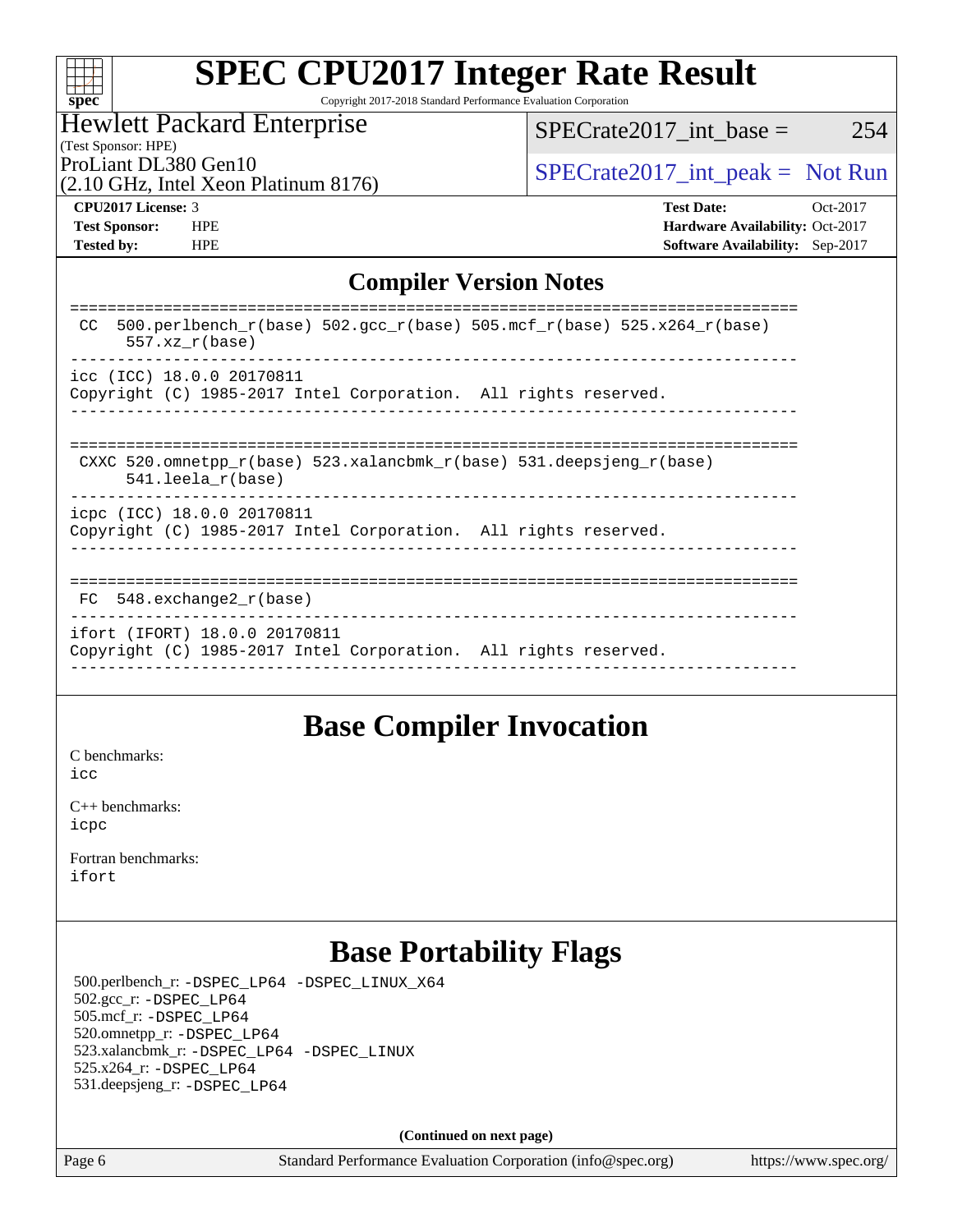# SPEC CPU2017 Integer Rate Result

Copyright 2017-2018 Standard Performance Evaluation Corporation

Hewlett Packard Enterprise
(Test Sponsor: HPE)
ProLiant DL380 Gen10
(2.10 GHz, Intel Xeon Platinum 8176)

SPECrate2017_int_base = 254

SPECrate2017_int_peak = Not Run

**CPU2017 License:** 3
**Test Sponsor:** HPE
**Tested by:** HPE

**Test Date:** Oct-2017
**Hardware Availability:** Oct-2017
**Software Availability:** Sep-2017

## Compiler Version Notes

```
==============================================================================
 CC  500.perlbench_r(base) 502.gcc_r(base) 505.mcf_r(base) 525.x264_r(base)
      557.xz_r(base)
------------------------------------------------------------------------------
icc (ICC) 18.0.0 20170811
Copyright (C) 1985-2017 Intel Corporation.  All rights reserved.
------------------------------------------------------------------------------

==============================================================================
 CXXC 520.omnetpp_r(base) 523.xalancbmk_r(base) 531.deepsjeng_r(base)
      541.leela_r(base)
------------------------------------------------------------------------------
icpc (ICC) 18.0.0 20170811
Copyright (C) 1985-2017 Intel Corporation.  All rights reserved.
------------------------------------------------------------------------------

==============================================================================
 FC  548.exchange2_r(base)
------------------------------------------------------------------------------
ifort (IFORT) 18.0.0 20170811
Copyright (C) 1985-2017 Intel Corporation.  All rights reserved.
------------------------------------------------------------------------------
```

## Base Compiler Invocation

C benchmarks:
icc

C++ benchmarks:
icpc

Fortran benchmarks:
ifort

## Base Portability Flags

500.perlbench_r: -DSPEC_LP64 -DSPEC_LINUX_X64
502.gcc_r: -DSPEC_LP64
505.mcf_r: -DSPEC_LP64
520.omnetpp_r: -DSPEC_LP64
523.xalancbmk_r: -DSPEC_LP64 -DSPEC_LINUX
525.x264_r: -DSPEC_LP64
531.deepsjeng_r: -DSPEC_LP64

**(Continued on next page)**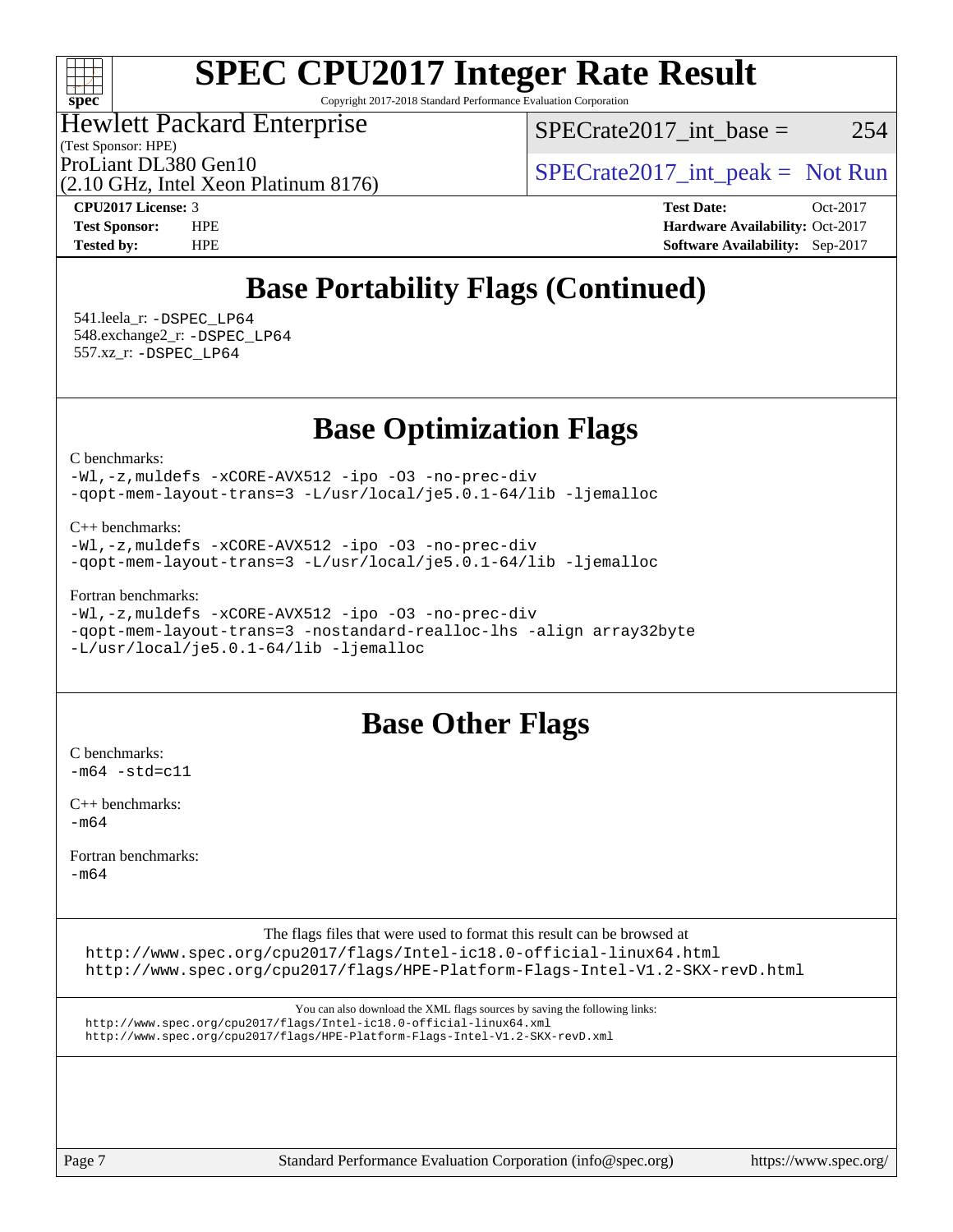# SPEC CPU2017 Integer Rate Result

Copyright 2017-2018 Standard Performance Evaluation Corporation

Hewlett Packard Enterprise
(Test Sponsor: HPE)
ProLiant DL380 Gen10
(2.10 GHz, Intel Xeon Platinum 8176)

SPECrate2017_int_base = 254

SPECrate2017_int_peak = Not Run

**CPU2017 License:** 3
**Test Sponsor:** HPE
**Tested by:** HPE

**Test Date:** Oct-2017
**Hardware Availability:** Oct-2017
**Software Availability:** Sep-2017

## Base Portability Flags (Continued)

541.leela_r: -DSPEC_LP64
548.exchange2_r: -DSPEC_LP64
557.xz_r: -DSPEC_LP64

## Base Optimization Flags

C benchmarks:
```
-Wl,-z,muldefs -xCORE-AVX512 -ipo -O3 -no-prec-div
-qopt-mem-layout-trans=3 -L/usr/local/je5.0.1-64/lib -ljemalloc
```

C++ benchmarks:
```
-Wl,-z,muldefs -xCORE-AVX512 -ipo -O3 -no-prec-div
-qopt-mem-layout-trans=3 -L/usr/local/je5.0.1-64/lib -ljemalloc
```

Fortran benchmarks:
```
-Wl,-z,muldefs -xCORE-AVX512 -ipo -O3 -no-prec-div
-qopt-mem-layout-trans=3 -nostandard-realloc-lhs -align array32byte
-L/usr/local/je5.0.1-64/lib -ljemalloc
```

## Base Other Flags

C benchmarks:
```
-m64 -std=c11
```

C++ benchmarks:
```
-m64
```

Fortran benchmarks:
```
-m64
```

The flags files that were used to format this result can be browsed at
http://www.spec.org/cpu2017/flags/Intel-ic18.0-official-linux64.html
http://www.spec.org/cpu2017/flags/HPE-Platform-Flags-Intel-V1.2-SKX-revD.html

You can also download the XML flags sources by saving the following links:
http://www.spec.org/cpu2017/flags/Intel-ic18.0-official-linux64.xml
http://www.spec.org/cpu2017/flags/HPE-Platform-Flags-Intel-V1.2-SKX-revD.xml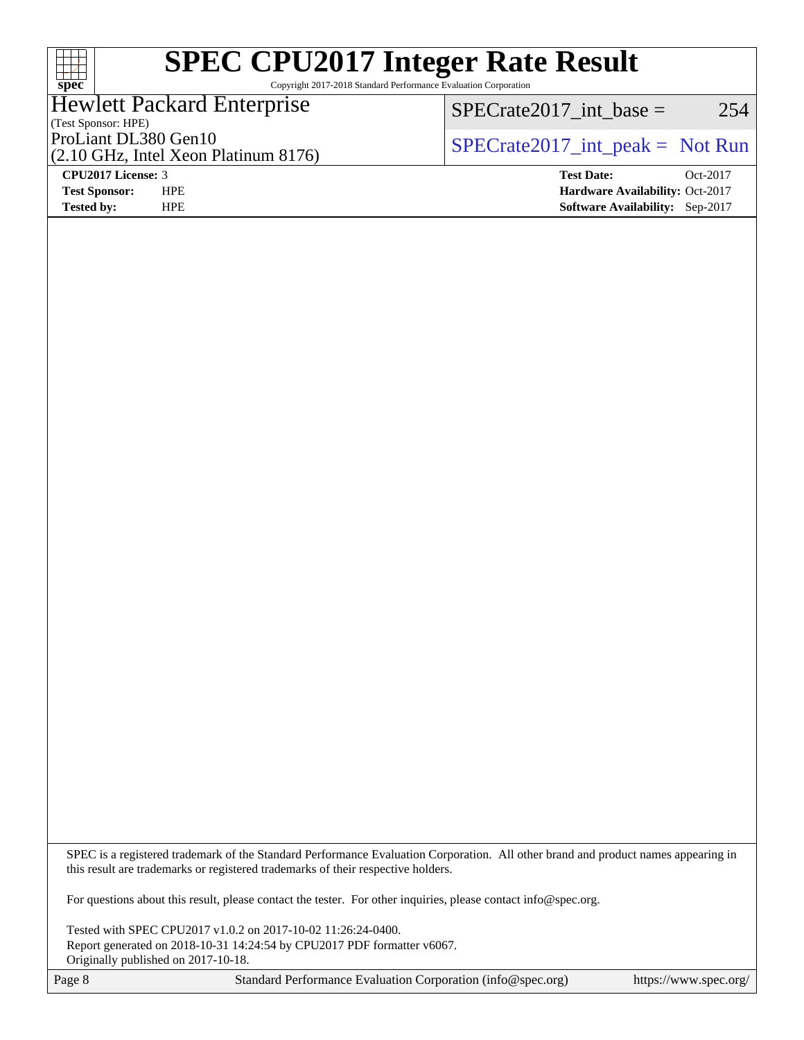# SPEC CPU2017 Integer Rate Result

Copyright 2017-2018 Standard Performance Evaluation Corporation

Hewlett Packard Enterprise
(Test Sponsor: HPE)
ProLiant DL380 Gen10
(2.10 GHz, Intel Xeon Platinum 8176)

SPECrate2017_int_base = 254

SPECrate2017_int_peak = Not Run

**CPU2017 License:** 3
**Test Sponsor:** HPE
**Tested by:** HPE

**Test Date:** Oct-2017
**Hardware Availability:** Oct-2017
**Software Availability:** Sep-2017

SPEC is a registered trademark of the Standard Performance Evaluation Corporation. All other brand and product names appearing in this result are trademarks or registered trademarks of their respective holders.

For questions about this result, please contact the tester. For other inquiries, please contact info@spec.org.

Tested with SPEC CPU2017 v1.0.2 on 2017-10-02 11:26:24-0400.
Report generated on 2018-10-31 14:24:54 by CPU2017 PDF formatter v6067.
Originally published on 2017-10-18.